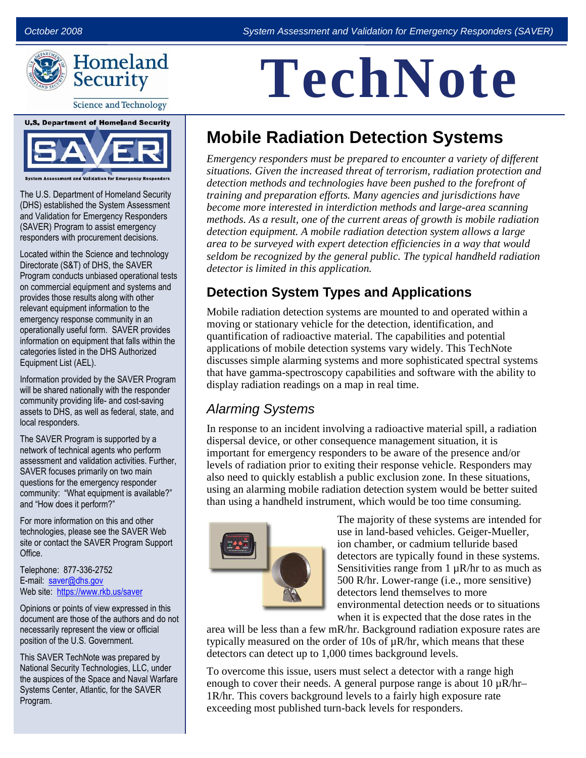October 2008

System Assessment and Validation for Emergency Responders (SAVER)

Homeland Security

Science and Technology

# TechNote

U.S. Department of Homeland Security

SAVER

System Assessment and Validation for Emergency Responders

The U.S. Department of Homeland Security (DHS) established the System Assessment and Validation for Emergency Responders (SAVER) Program to assist emergency responders with procurement decisions.

Located within the Science and technology Directorate (S&T) of DHS, the SAVER Program conducts unbiased operational tests on commercial equipment and systems and provides those results along with other relevant equipment information to the emergency response community in an operationally useful form. SAVER provides information on equipment that falls within the categories listed in the DHS Authorized Equipment List (AEL).

Information provided by the SAVER Program will be shared nationally with the responder community providing life- and cost-saving assets to DHS, as well as federal, state, and local responders.

The SAVER Program is supported by a network of technical agents who perform assessment and validation activities. Further, SAVER focuses primarily on two main questions for the emergency responder community: "What equipment is available?" and "How does it perform?"

For more information on this and other technologies, please see the SAVER Web site or contact the SAVER Program Support Office.

Telephone: 877-336-2752
E-mail: saver@dhs.gov
Web site: https://www.rkb.us/saver

Opinions or points of view expressed in this document are those of the authors and do not necessarily represent the view or official position of the U.S. Government.

This SAVER TechNote was prepared by National Security Technologies, LLC, under the auspices of the Space and Naval Warfare Systems Center, Atlantic, for the SAVER Program.

## Mobile Radiation Detection Systems

*Emergency responders must be prepared to encounter a variety of different situations. Given the increased threat of terrorism, radiation protection and detection methods and technologies have been pushed to the forefront of training and preparation efforts. Many agencies and jurisdictions have become more interested in interdiction methods and large-area scanning methods. As a result, one of the current areas of growth is mobile radiation detection equipment. A mobile radiation detection system allows a large area to be surveyed with expert detection efficiencies in a way that would seldom be recognized by the general public. The typical handheld radiation detector is limited in this application.*

### Detection System Types and Applications

Mobile radiation detection systems are mounted to and operated within a moving or stationary vehicle for the detection, identification, and quantification of radioactive material. The capabilities and potential applications of mobile detection systems vary widely. This TechNote discusses simple alarming systems and more sophisticated spectral systems that have gamma-spectroscopy capabilities and software with the ability to display radiation readings on a map in real time.

### *Alarming Systems*

In response to an incident involving a radioactive material spill, a radiation dispersal device, or other consequence management situation, it is important for emergency responders to be aware of the presence and/or levels of radiation prior to exiting their response vehicle. Responders may also need to quickly establish a public exclusion zone. In these situations, using an alarming mobile radiation detection system would be better suited than using a handheld instrument, which would be too time consuming.

The majority of these systems are intended for use in land-based vehicles. Geiger-Mueller, ion chamber, or cadmium telluride based detectors are typically found in these systems. Sensitivities range from 1 µR/hr to as much as 500 R/hr. Lower-range (i.e., more sensitive) detectors lend themselves to more environmental detection needs or to situations when it is expected that the dose rates in the area will be less than a few mR/hr. Background radiation exposure rates are typically measured on the order of 10s of µR/hr, which means that these detectors can detect up to 1,000 times background levels.

To overcome this issue, users must select a detector with a range high enough to cover their needs. A general purpose range is about 10 µR/hr–1R/hr. This covers background levels to a fairly high exposure rate exceeding most published turn-back levels for responders.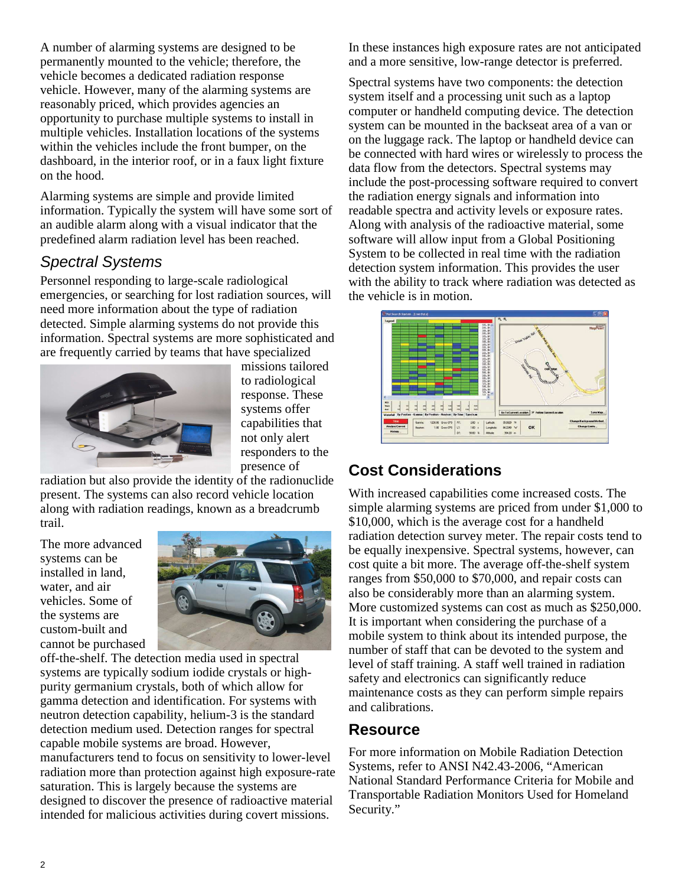A number of alarming systems are designed to be permanently mounted to the vehicle; therefore, the vehicle becomes a dedicated radiation response vehicle. However, many of the alarming systems are reasonably priced, which provides agencies an opportunity to purchase multiple systems to install in multiple vehicles. Installation locations of the systems within the vehicles include the front bumper, on the dashboard, in the interior roof, or in a faux light fixture on the hood.

Alarming systems are simple and provide limited information. Typically the system will have some sort of an audible alarm along with a visual indicator that the predefined alarm radiation level has been reached.

### *Spectral Systems*

Personnel responding to large-scale radiological emergencies, or searching for lost radiation sources, will need more information about the type of radiation detected. Simple alarming systems do not provide this information. Spectral systems are more sophisticated and are frequently carried by teams that have specialized missions tailored to radiological response. These systems offer capabilities that not only alert responders to the presence of radiation but also provide the identity of the radionuclide present. The systems can also record vehicle location along with radiation readings, known as a breadcrumb trail.

The more advanced systems can be installed in land, water, and air vehicles. Some of the systems are custom-built and cannot be purchased off-the-shelf. The detection media used in spectral systems are typically sodium iodide crystals or high-purity germanium crystals, both of which allow for gamma detection and identification. For systems with neutron detection capability, helium-3 is the standard detection medium used. Detection ranges for spectral capable mobile systems are broad. However, manufacturers tend to focus on sensitivity to lower-level radiation more than protection against high exposure-rate saturation. This is largely because the systems are designed to discover the presence of radioactive material intended for malicious activities during covert missions. In these instances high exposure rates are not anticipated and a more sensitive, low-range detector is preferred.

Spectral systems have two components: the detection system itself and a processing unit such as a laptop computer or handheld computing device. The detection system can be mounted in the backseat area of a van or on the luggage rack. The laptop or handheld device can be connected with hard wires or wirelessly to process the data flow from the detectors. Spectral systems may include the post-processing software required to convert the radiation energy signals and information into readable spectra and activity levels or exposure rates. Along with analysis of the radioactive material, some software will allow input from a Global Positioning System to be collected in real time with the radiation detection system information. This provides the user with the ability to track where radiation was detected as the vehicle is in motion.

## Cost Considerations

With increased capabilities come increased costs. The simple alarming systems are priced from under $1,000 to $10,000, which is the average cost for a handheld radiation detection survey meter. The repair costs tend to be equally inexpensive. Spectral systems, however, can cost quite a bit more. The average off-the-shelf system ranges from $50,000 to $70,000, and repair costs can also be considerably more than an alarming system. More customized systems can cost as much as $250,000. It is important when considering the purchase of a mobile system to think about its intended purpose, the number of staff that can be devoted to the system and level of staff training. A staff well trained in radiation safety and electronics can significantly reduce maintenance costs as they can perform simple repairs and calibrations.

## Resource

For more information on Mobile Radiation Detection Systems, refer to ANSI N42.43-2006, "American National Standard Performance Criteria for Mobile and Transportable Radiation Monitors Used for Homeland Security."